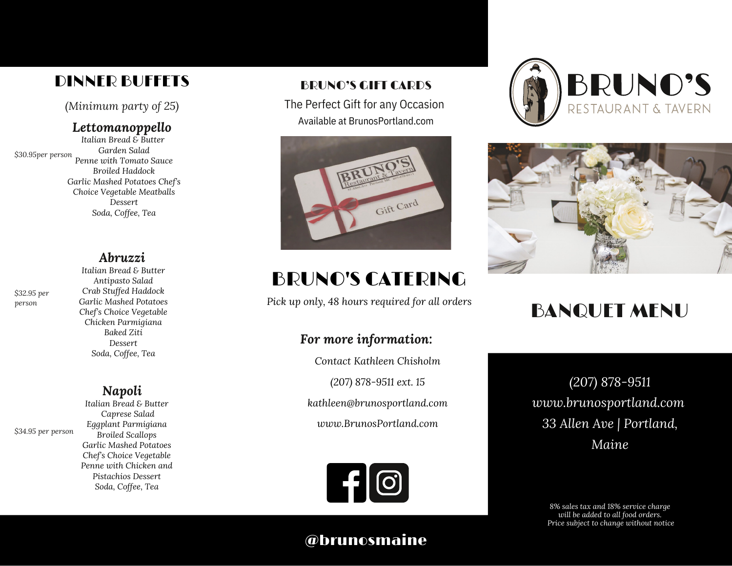## DINNER BUFFETS

(Minimum party of 25)

### *Lettomanoppello*

*$30.95per person*

*Italian Bread & Butter*
*Garden Salad*
*Penne with Tomato Sauce*
*Broiled Haddock*
*Garlic Mashed Potatoes Chef's Choice Vegetable Meatballs*
*Dessert*
*Soda, Coffee, Tea*

### *Abruzzi*

*$32.95 per person*

*Italian Bread & Butter*
*Antipasto Salad*
*Crab Stuffed Haddock*
*Garlic Mashed Potatoes*
*Chef's Choice Vegetable*
*Chicken Parmigiana*
*Baked Ziti*
*Dessert*
*Soda, Coffee, Tea*

### *Napoli*

*$34.95 per person*

*Italian Bread & Butter*
*Caprese Salad*
*Eggplant Parmigiana*
*Broiled Scallops*
*Garlic Mashed Potatoes*
*Chef's Choice Vegetable*
*Penne with Chicken and Pistachios Dessert*
*Soda, Coffee, Tea*

## BRUNO'S GIFT CARDS

The Perfect Gift for any Occasion

Available at BrunosPortland.com

## BRUNO'S CATERING

*Pick up only, 48 hours required for all orders*

***For more information:***

*Contact Kathleen Chisholm*

*(207) 878-9511 ext. 15*

*kathleen@brunosportland.com*

*www.BrunosPortland.com*

**@brunosmaine**

# BRUNO'S
RESTAURANT & TAVERN

## BANQUET MENU

*(207) 878-9511*
*www.brunosportland.com*
*33 Allen Ave | Portland, Maine*

*8% sales tax and 18% service charge will be added to all food orders.*
*Price subject to change without notice*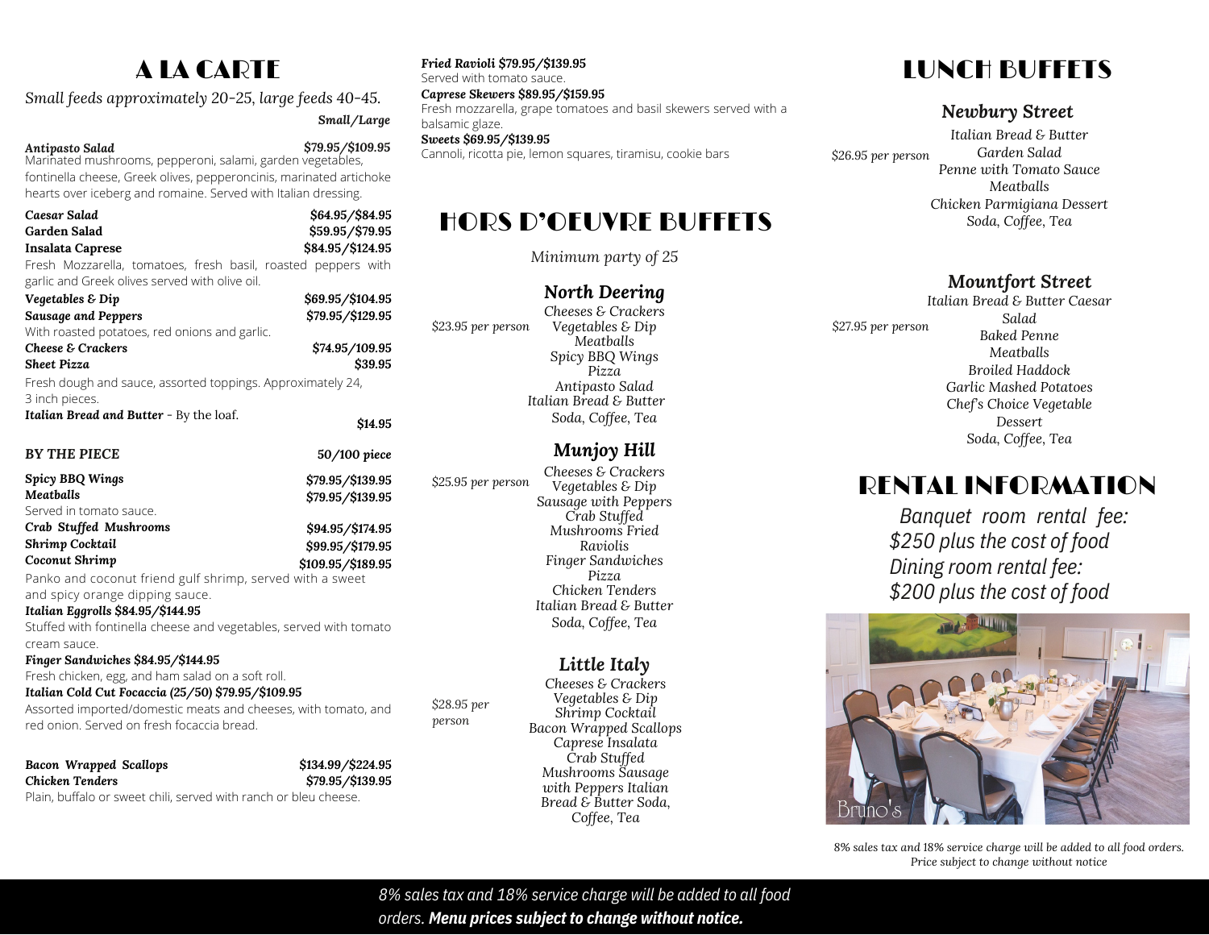# A LA CARTE

*Small feeds approximately 20-25, large feeds 40-45.*

**Small/Large**

***Antipasto Salad*** **$79.95/$109.95**
Marinated mushrooms, pepperoni, salami, garden vegetables, fontinella cheese, Greek olives, pepperoncinis, marinated artichoke hearts over iceberg and romaine. Served with Italian dressing.

***Caesar Salad*** **$64.95/$84.95**

**Garden Salad** **$59.95/$79.95**

**Insalata Caprese** **$84.95/$124.95**
Fresh Mozzarella, tomatoes, fresh basil, roasted peppers with garlic and Greek olives served with olive oil.

***Vegetables & Dip*** **$69.95/$104.95**

***Sausage and Peppers*** **$79.95/$129.95**
With roasted potatoes, red onions and garlic.

***Cheese & Crackers*** **$74.95/109.95**

***Sheet Pizza*** **$39.95**
Fresh dough and sauce, assorted toppings. Approximately 24, 3 inch pieces.

***Italian Bread and Butter*** - By the loaf. **$14.95**

**BY THE PIECE** ***50/100 piece***

***Spicy BBQ Wings*** **$79.95/$139.95**

***Meatballs*** **$79.95/$139.95**
Served in tomato sauce.

***Crab Stuffed Mushrooms*** **$94.95/$174.95**

***Shrimp Cocktail*** **$99.95/$179.95**

***Coconut Shrimp*** **$109.95/$189.95**
Panko and coconut friend gulf shrimp, served with a sweet and spicy orange dipping sauce.

***Italian Eggrolls $84.95/$144.95***
Stuffed with fontinella cheese and vegetables, served with tomato cream sauce.

***Finger Sandwiches $84.95/$144.95***
Fresh chicken, egg, and ham salad on a soft roll.

***Italian Cold Cut Focaccia (25/50) $79.95/$109.95***
Assorted imported/domestic meats and cheeses, with tomato, and red onion. Served on fresh focaccia bread.

***Bacon Wrapped Scallops*** **$134.99/$224.95**

***Chicken Tenders*** **$79.95/$139.95**
Plain, buffalo or sweet chili, served with ranch or bleu cheese.

***Fried Ravioli $79.95/$139.95***
Served with tomato sauce.

***Caprese Skewers $89.95/$159.95***
Fresh mozzarella, grape tomatoes and basil skewers served with a balsamic glaze.

***Sweets $69.95/$139.95***
Cannoli, ricotta pie, lemon squares, tiramisu, cookie bars

# HORS D'OEUVRE BUFFETS

*Minimum party of 25*

## *North Deering*

*$23.95 per person*

*Cheeses & Crackers*
*Vegetables & Dip*
*Meatballs*
*Spicy BBQ Wings*
*Pizza*
*Antipasto Salad*
*Italian Bread & Butter*
*Soda, Coffee, Tea*

## *Munjoy Hill*

*$25.95 per person*

*Cheeses & Crackers*
*Vegetables & Dip*
*Sausage with Peppers*
*Crab Stuffed Mushrooms Fried Raviolis*
*Finger Sandwiches*
*Pizza*
*Chicken Tenders*
*Italian Bread & Butter*
*Soda, Coffee, Tea*

## *Little Italy*

*$28.95 per person*

*Cheeses & Crackers*
*Vegetables & Dip*
*Shrimp Cocktail*
*Bacon Wrapped Scallops*
*Caprese Insalata*
*Crab Stuffed Mushrooms Sausage with Peppers Italian Bread & Butter Soda, Coffee, Tea*

# LUNCH BUFFETS

## *Newbury Street*

*$26.95 per person*

*Italian Bread & Butter*
*Garden Salad*
*Penne with Tomato Sauce*
*Meatballs*
*Chicken Parmigiana Dessert*
*Soda, Coffee, Tea*

## *Mountfort Street*

*$27.95 per person*

*Italian Bread & Butter Caesar Salad*
*Baked Penne*
*Meatballs*
*Broiled Haddock*
*Garlic Mashed Potatoes*
*Chef's Choice Vegetable*
*Dessert*
*Soda, Coffee, Tea*

# RENTAL INFORMATION

*Banquet room rental fee: $250 plus the cost of food*
*Dining room rental fee: $200 plus the cost of food*

Bruno's

*8% sales tax and 18% service charge will be added to all food orders. Price subject to change without notice*

*8% sales tax and 18% service charge will be added to all food orders.* ***Menu prices subject to change without notice.***